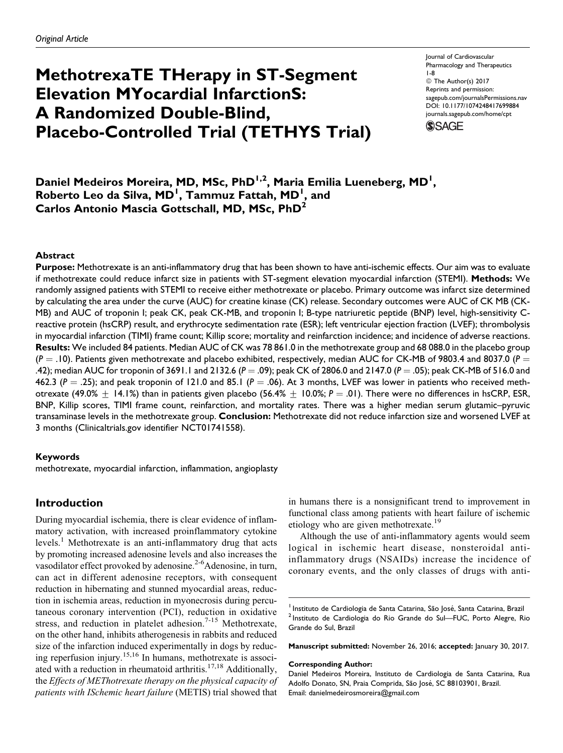*Original Article*

# MethotrexaTE THerapy in ST-Segment Elevation MYocardial InfarctionS: A Randomized Double-Blind, Placebo-Controlled Trial (TETHYS Trial)

Journal of Cardiovascular Pharmacology and Therapeutics
1-8
© The Author(s) 2017
Reprints and permission: sagepub.com/journalsPermissions.nav
DOI: 10.1177/1074248417699884
journals.sagepub.com/home/cpt

**Daniel Medeiros Moreira, MD, MSc, PhD[1,2], Maria Emilia Lueneberg, MD[1], Roberto Leo da Silva, MD[1], Tammuz Fattah, MD[1], and Carlos Antonio Mascia Gottschall, MD, MSc, PhD[2]**

## Abstract

**Purpose:** Methotrexate is an anti-inflammatory drug that has been shown to have anti-ischemic effects. Our aim was to evaluate if methotrexate could reduce infarct size in patients with ST-segment elevation myocardial infarction (STEMI). **Methods:** We randomly assigned patients with STEMI to receive either methotrexate or placebo. Primary outcome was infarct size determined by calculating the area under the curve (AUC) for creatine kinase (CK) release. Secondary outcomes were AUC of CK MB (CK-MB) and AUC of troponin I; peak CK, peak CK-MB, and troponin I; B-type natriuretic peptide (BNP) level, high-sensitivity C-reactive protein (hsCRP) result, and erythrocyte sedimentation rate (ESR); left ventricular ejection fraction (LVEF); thrombolysis in myocardial infarction (TIMI) frame count; Killip score; mortality and reinfarction incidence; and incidence of adverse reactions. **Results:** We included 84 patients. Median AUC of CK was 78 861.0 in the methotrexate group and 68 088.0 in the placebo group ($P = .10$). Patients given methotrexate and placebo exhibited, respectively, median AUC for CK-MB of 9803.4 and 8037.0 ($P = .42$); median AUC for troponin of 3691.1 and 2132.6 ($P = .09$); peak CK of 2806.0 and 2147.0 ($P = .05$); peak CK-MB of 516.0 and 462.3 ($P = .25$); and peak troponin of 121.0 and 85.1 ($P = .06$). At 3 months, LVEF was lower in patients who received methotrexate (49.0% $\pm$ 14.1%) than in patients given placebo (56.4% $\pm$ 10.0%; $P = .01$). There were no differences in hsCRP, ESR, BNP, Killip scores, TIMI frame count, reinfarction, and mortality rates. There was a higher median serum glutamic–pyruvic transaminase levels in the methotrexate group. **Conclusion:** Methotrexate did not reduce infarction size and worsened LVEF at 3 months (Clinicaltrials.gov identifier NCT01741558).

### Keywords

methotrexate, myocardial infarction, inflammation, angioplasty

## Introduction

During myocardial ischemia, there is clear evidence of inflammatory activation, with increased proinflammatory cytokine levels.[1] Methotrexate is an anti-inflammatory drug that acts by promoting increased adenosine levels and also increases the vasodilator effect provoked by adenosine.[2-6] Adenosine, in turn, can act in different adenosine receptors, with consequent reduction in hibernating and stunned myocardial areas, reduction in ischemia areas, reduction in myonecrosis during percutaneous coronary intervention (PCI), reduction in oxidative stress, and reduction in platelet adhesion.[7-15] Methotrexate, on the other hand, inhibits atherogenesis in rabbits and reduced size of the infarction induced experimentally in dogs by reducing reperfusion injury.[15,16] In humans, methotrexate is associated with a reduction in rheumatoid arthritis.[17,18] Additionally, the *Effects of METhotrexate therapy on the physical capacity of patients with ISchemic heart failure* (METIS) trial showed that in humans there is a nonsignificant trend to improvement in functional class among patients with heart failure of ischemic etiology who are given methotrexate.[19]

Although the use of anti-inflammatory agents would seem logical in ischemic heart disease, nonsteroidal anti-inflammatory drugs (NSAIDs) increase the incidence of coronary events, and the only classes of drugs with anti-

[1] Instituto de Cardiologia de Santa Catarina, São José, Santa Catarina, Brazil
[2] Instituto de Cardiologia do Rio Grande do Sul—FUC, Porto Alegre, Rio Grande do Sul, Brazil

**Manuscript submitted:** November 26, 2016; **accepted:** January 30, 2017.

**Corresponding Author:**
Daniel Medeiros Moreira, Instituto de Cardiologia de Santa Catarina, Rua Adolfo Donato, SN, Praia Comprida, São José, SC 88103901, Brazil.
Email: danielmedeirosmoreira@gmail.com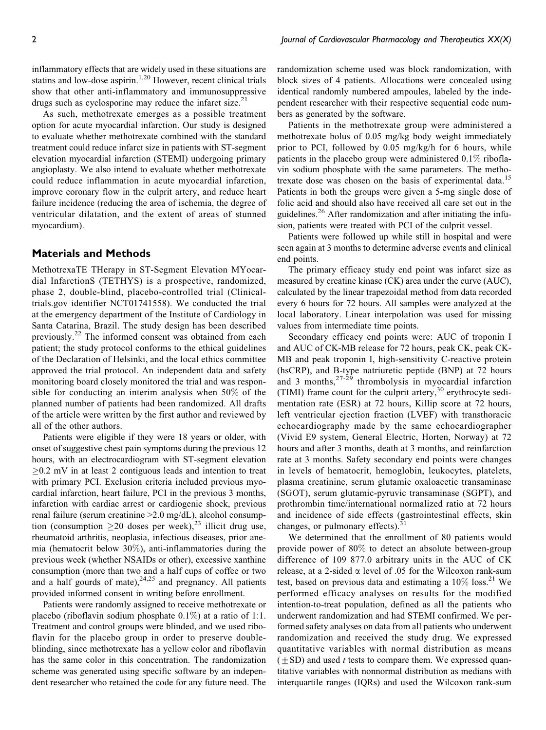inflammatory effects that are widely used in these situations are statins and low-dose aspirin.[1,20] However, recent clinical trials show that other anti-inflammatory and immunosuppressive drugs such as cyclosporine may reduce the infarct size.[21]

As such, methotrexate emerges as a possible treatment option for acute myocardial infarction. Our study is designed to evaluate whether methotrexate combined with the standard treatment could reduce infarct size in patients with ST-segment elevation myocardial infarction (STEMI) undergoing primary angioplasty. We also intend to evaluate whether methotrexate could reduce inflammation in acute myocardial infarction, improve coronary flow in the culprit artery, and reduce heart failure incidence (reducing the area of ischemia, the degree of ventricular dilatation, and the extent of areas of stunned myocardium).

## Materials and Methods

MethotrexaTE THerapy in ST-Segment Elevation MYocardial InfarctionS (TETHYS) is a prospective, randomized, phase 2, double-blind, placebo-controlled trial (Clinicaltrials.gov identifier NCT01741558). We conducted the trial at the emergency department of the Institute of Cardiology in Santa Catarina, Brazil. The study design has been described previously.[22] The informed consent was obtained from each patient; the study protocol conforms to the ethical guidelines of the Declaration of Helsinki, and the local ethics committee approved the trial protocol. An independent data and safety monitoring board closely monitored the trial and was responsible for conducting an interim analysis when 50% of the planned number of patients had been randomized. All drafts of the article were written by the first author and reviewed by all of the other authors.

Patients were eligible if they were 18 years or older, with onset of suggestive chest pain symptoms during the previous 12 hours, with an electrocardiogram with ST-segment elevation $\geq$0.2 mV in at least 2 contiguous leads and intention to treat with primary PCI. Exclusion criteria included previous myocardial infarction, heart failure, PCI in the previous 3 months, infarction with cardiac arrest or cardiogenic shock, previous renal failure (serum creatinine >2.0 mg/dL), alcohol consumption (consumption $\geq$20 doses per week),[23] illicit drug use, rheumatoid arthritis, neoplasia, infectious diseases, prior anemia (hematocrit below 30%), anti-inflammatories during the previous week (whether NSAIDs or other), excessive xanthine consumption (more than two and a half cups of coffee or two and a half gourds of mate),[24,25] and pregnancy. All patients provided informed consent in writing before enrollment.

Patients were randomly assigned to receive methotrexate or placebo (riboflavin sodium phosphate 0.1%) at a ratio of 1:1. Treatment and control groups were blinded, and we used riboflavin for the placebo group in order to preserve double-blinding, since methotrexate has a yellow color and riboflavin has the same color in this concentration. The randomization scheme was generated using specific software by an independent researcher who retained the code for any future need. The randomization scheme used was block randomization, with block sizes of 4 patients. Allocations were concealed using identical randomly numbered ampoules, labeled by the independent researcher with their respective sequential code numbers as generated by the software.

Patients in the methotrexate group were administered a methotrexate bolus of 0.05 mg/kg body weight immediately prior to PCI, followed by 0.05 mg/kg/h for 6 hours, while patients in the placebo group were administered 0.1% riboflavin sodium phosphate with the same parameters. The methotrexate dose was chosen on the basis of experimental data.[15] Patients in both the groups were given a 5-mg single dose of folic acid and should also have received all care set out in the guidelines.[26] After randomization and after initiating the infusion, patients were treated with PCI of the culprit vessel.

Patients were followed up while still in hospital and were seen again at 3 months to determine adverse events and clinical end points.

The primary efficacy study end point was infarct size as measured by creatine kinase (CK) area under the curve (AUC), calculated by the linear trapezoidal method from data recorded every 6 hours for 72 hours. All samples were analyzed at the local laboratory. Linear interpolation was used for missing values from intermediate time points.

Secondary efficacy end points were: AUC of troponin I and AUC of CK-MB release for 72 hours, peak CK, peak CK-MB and peak troponin I, high-sensitivity C-reactive protein (hsCRP), and B-type natriuretic peptide (BNP) at 72 hours and 3 months,[27-29] thrombolysis in myocardial infarction (TIMI) frame count for the culprit artery,[30] erythrocyte sedimentation rate (ESR) at 72 hours, Killip score at 72 hours, left ventricular ejection fraction (LVEF) with transthoracic echocardiography made by the same echocardiographer (Vivid E9 system, General Electric, Horten, Norway) at 72 hours and after 3 months, death at 3 months, and reinfarction rate at 3 months. Safety secondary end points were changes in levels of hematocrit, hemoglobin, leukocytes, platelets, plasma creatinine, serum glutamic oxaloacetic transaminase (SGOT), serum glutamic-pyruvic transaminase (SGPT), and prothrombin time/international normalized ratio at 72 hours and incidence of side effects (gastrointestinal effects, skin changes, or pulmonary effects).[31]

We determined that the enrollment of 80 patients would provide power of 80% to detect an absolute between-group difference of 109 877.0 arbitrary units in the AUC of CK release, at a 2-sided $\alpha$ level of .05 for the Wilcoxon rank-sum test, based on previous data and estimating a 10% loss.[21] We performed efficacy analyses on results for the modified intention-to-treat population, defined as all the patients who underwent randomization and had STEMI confirmed. We performed safety analyses on data from all patients who underwent randomization and received the study drug. We expressed quantitative variables with normal distribution as means ($\pm$SD) and used $t$ tests to compare them. We expressed quantitative variables with nonnormal distribution as medians with interquartile ranges (IQRs) and used the Wilcoxon rank-sum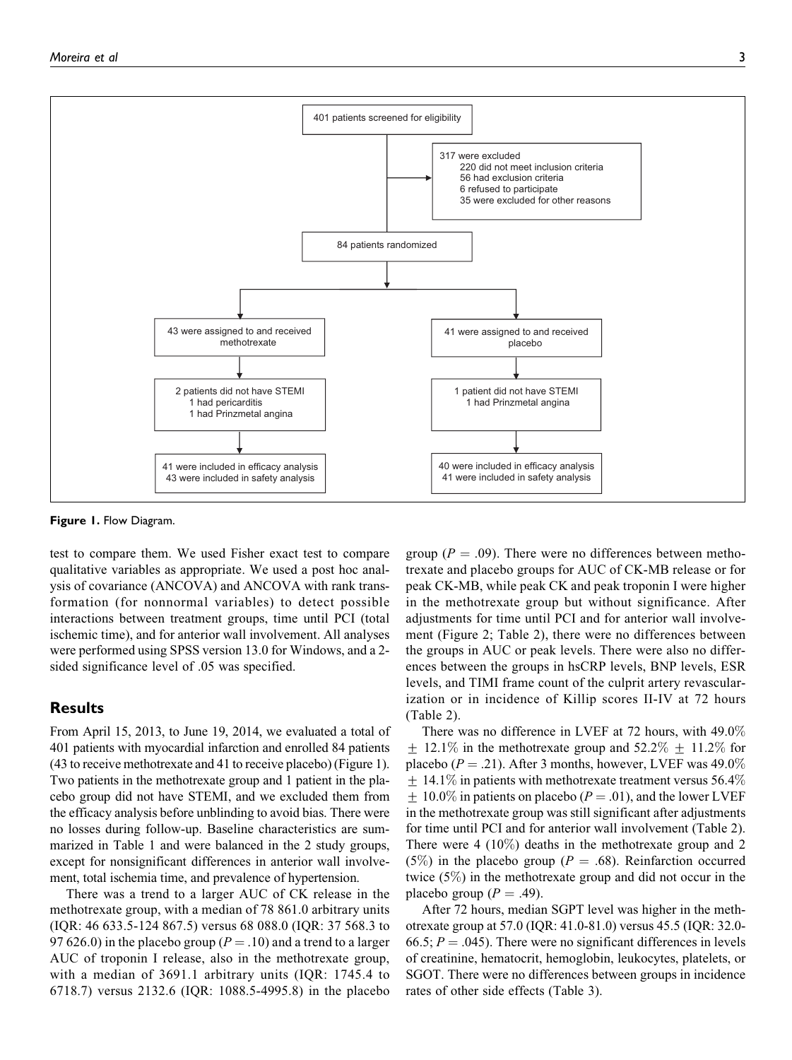401 patients screened for eligibility

317 were excluded
- 220 did not meet inclusion criteria
- 56 had exclusion criteria
- 6 refused to participate
- 35 were excluded for other reasons

84 patients randomized

| Methotrexate | Placebo |
| --- | --- |
| 43 were assigned to and received methotrexate | 41 were assigned to and received placebo |
| 2 patients did not have STEMI: 1 had pericarditis, 1 had Prinzmetal angina | 1 patient did not have STEMI: 1 had Prinzmetal angina |
| 41 were included in efficacy analysis; 43 were included in safety analysis | 40 were included in efficacy analysis; 41 were included in safety analysis |

**Figure 1.** Flow Diagram.

test to compare them. We used Fisher exact test to compare qualitative variables as appropriate. We used a post hoc analysis of covariance (ANCOVA) and ANCOVA with rank transformation (for nonnormal variables) to detect possible interactions between treatment groups, time until PCI (total ischemic time), and for anterior wall involvement. All analyses were performed using SPSS version 13.0 for Windows, and a 2-sided significance level of .05 was specified.

## Results

From April 15, 2013, to June 19, 2014, we evaluated a total of 401 patients with myocardial infarction and enrolled 84 patients (43 to receive methotrexate and 41 to receive placebo) (Figure 1). Two patients in the methotrexate group and 1 patient in the placebo group did not have STEMI, and we excluded them from the efficacy analysis before unblinding to avoid bias. There were no losses during follow-up. Baseline characteristics are summarized in Table 1 and were balanced in the 2 study groups, except for nonsignificant differences in anterior wall involvement, total ischemia time, and prevalence of hypertension.

There was a trend to a larger AUC of CK release in the methotrexate group, with a median of 78 861.0 arbitrary units (IQR: 46 633.5-124 867.5) versus 68 088.0 (IQR: 37 568.3 to 97 626.0) in the placebo group ($P = .10$) and a trend to a larger AUC of troponin I release, also in the methotrexate group, with a median of 3691.1 arbitrary units (IQR: 1745.4 to 6718.7) versus 2132.6 (IQR: 1088.5-4995.8) in the placebo group ($P = .09$). There were no differences between methotrexate and placebo groups for AUC of CK-MB release or for peak CK-MB, while peak CK and peak troponin I were higher in the methotrexate group but without significance. After adjustments for time until PCI and for anterior wall involvement (Figure 2; Table 2), there were no differences between the groups in AUC or peak levels. There were also no differences between the groups in hsCRP levels, BNP levels, ESR levels, and TIMI frame count of the culprit artery revascularization or in incidence of Killip scores II-IV at 72 hours (Table 2).

There was no difference in LVEF at 72 hours, with 49.0% $\pm$ 12.1% in the methotrexate group and 52.2% $\pm$ 11.2% for placebo ($P = .21$). After 3 months, however, LVEF was 49.0% $\pm$ 14.1% in patients with methotrexate treatment versus 56.4% $\pm$ 10.0% in patients on placebo ($P = .01$), and the lower LVEF in the methotrexate group was still significant after adjustments for time until PCI and for anterior wall involvement (Table 2). There were 4 (10%) deaths in the methotrexate group and 2 (5%) in the placebo group ($P = .68$). Reinfarction occurred twice (5%) in the methotrexate group and did not occur in the placebo group ($P = .49$).

After 72 hours, median SGPT level was higher in the methotrexate group at 57.0 (IQR: 41.0-81.0) versus 45.5 (IQR: 32.0-66.5; $P = .045$). There were no significant differences in levels of creatinine, hematocrit, hemoglobin, leukocytes, platelets, or SGOT. There were no differences between groups in incidence rates of other side effects (Table 3).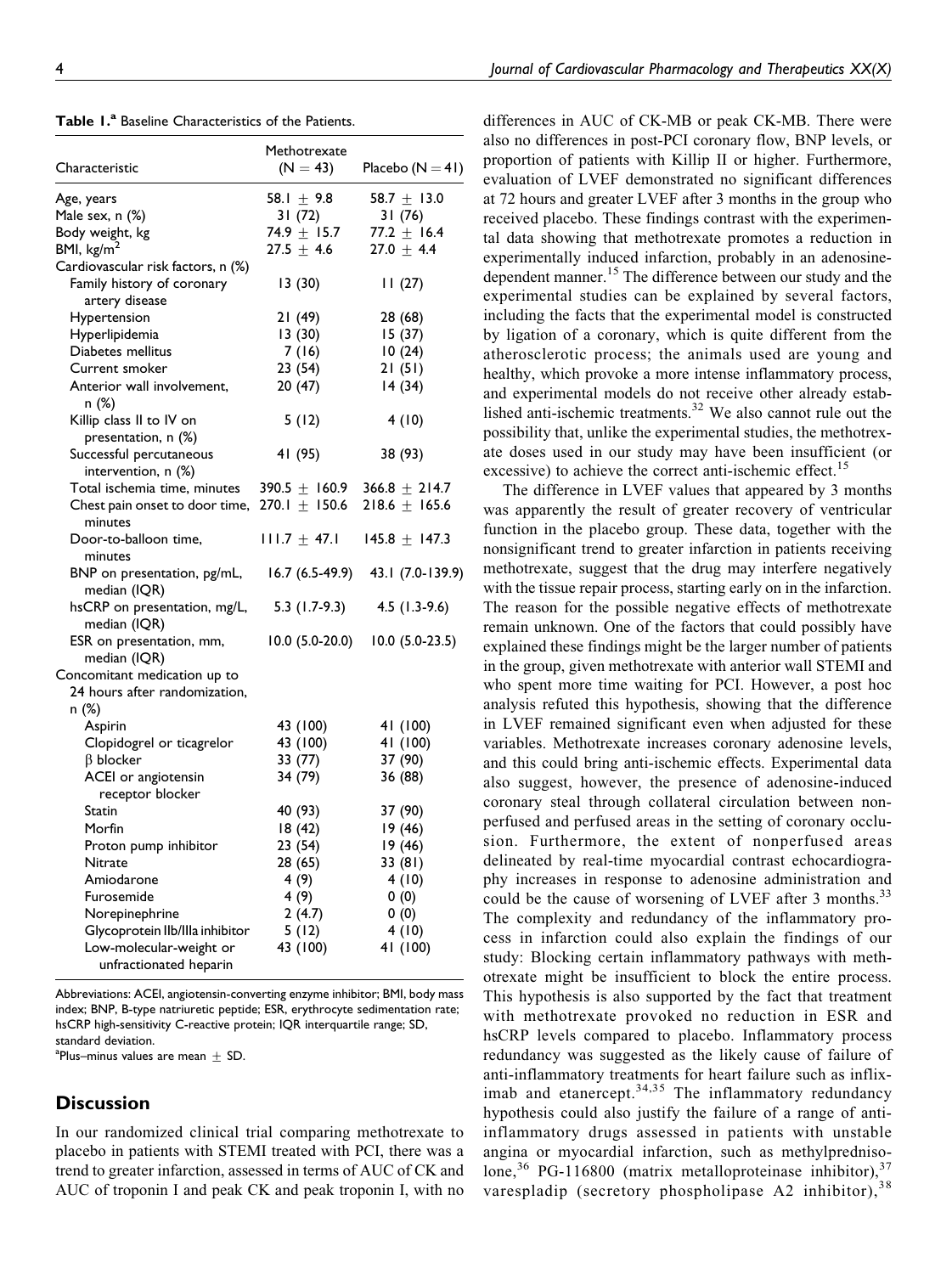**Table 1.**[a] Baseline Characteristics of the Patients.

| Characteristic | Methotrexate (N = 43) | Placebo (N = 41) |
|---|---|---|
| Age, years | 58.1 ± 9.8 | 58.7 ± 13.0 |
| Male sex, n (%) | 31 (72) | 31 (76) |
| Body weight, kg | 74.9 ± 15.7 | 77.2 ± 16.4 |
| BMI, kg/m$^2$ | 27.5 ± 4.6 | 27.0 ± 4.4 |
| Cardiovascular risk factors, n (%) | | |
| Family history of coronary artery disease | 13 (30) | 11 (27) |
| Hypertension | 21 (49) | 28 (68) |
| Hyperlipidemia | 13 (30) | 15 (37) |
| Diabetes mellitus | 7 (16) | 10 (24) |
| Current smoker | 23 (54) | 21 (51) |
| Anterior wall involvement, n (%) | 20 (47) | 14 (34) |
| Killip class II to IV on presentation, n (%) | 5 (12) | 4 (10) |
| Successful percutaneous intervention, n (%) | 41 (95) | 38 (93) |
| Total ischemia time, minutes | 390.5 ± 160.9 | 366.8 ± 214.7 |
| Chest pain onset to door time, minutes | 270.1 ± 150.6 | 218.6 ± 165.6 |
| Door-to-balloon time, minutes | 111.7 ± 47.1 | 145.8 ± 147.3 |
| BNP on presentation, pg/mL, median (IQR) | 16.7 (6.5-49.9) | 43.1 (7.0-139.9) |
| hsCRP on presentation, mg/L, median (IQR) | 5.3 (1.7-9.3) | 4.5 (1.3-9.6) |
| ESR on presentation, mm, median (IQR) | 10.0 (5.0-20.0) | 10.0 (5.0-23.5) |
| Concomitant medication up to 24 hours after randomization, n (%) | | |
| Aspirin | 43 (100) | 41 (100) |
| Clopidogrel or ticagrelor | 43 (100) | 41 (100) |
| β blocker | 33 (77) | 37 (90) |
| ACEI or angiotensin receptor blocker | 34 (79) | 36 (88) |
| Statin | 40 (93) | 37 (90) |
| Morfin | 18 (42) | 19 (46) |
| Proton pump inhibitor | 23 (54) | 19 (46) |
| Nitrate | 28 (65) | 33 (81) |
| Amiodarone | 4 (9) | 4 (10) |
| Furosemide | 4 (9) | 0 (0) |
| Norepinephrine | 2 (4.7) | 0 (0) |
| Glycoprotein IIb/IIIa inhibitor | 5 (12) | 4 (10) |
| Low-molecular-weight or unfractionated heparin | 43 (100) | 41 (100) |

Abbreviations: ACEI, angiotensin-converting enzyme inhibitor; BMI, body mass index; BNP, B-type natriuretic peptide; ESR, erythrocyte sedimentation rate; hsCRP high-sensitivity C-reactive protein; IQR interquartile range; SD, standard deviation.

[a]Plus–minus values are mean ± SD.

## Discussion

In our randomized clinical trial comparing methotrexate to placebo in patients with STEMI treated with PCI, there was a trend to greater infarction, assessed in terms of AUC of CK and AUC of troponin I and peak CK and peak troponin I, with no differences in AUC of CK-MB or peak CK-MB. There were also no differences in post-PCI coronary flow, BNP levels, or proportion of patients with Killip II or higher. Furthermore, evaluation of LVEF demonstrated no significant differences at 72 hours and greater LVEF after 3 months in the group who received placebo. These findings contrast with the experimental data showing that methotrexate promotes a reduction in experimentally induced infarction, probably in an adenosine-dependent manner.[15] The difference between our study and the experimental studies can be explained by several factors, including the facts that the experimental model is constructed by ligation of a coronary, which is quite different from the atherosclerotic process; the animals used are young and healthy, which provoke a more intense inflammatory process, and experimental models do not receive other already established anti-ischemic treatments.[32] We also cannot rule out the possibility that, unlike the experimental studies, the methotrexate doses used in our study may have been insufficient (or excessive) to achieve the correct anti-ischemic effect.[15]

The difference in LVEF values that appeared by 3 months was apparently the result of greater recovery of ventricular function in the placebo group. These data, together with the nonsignificant trend to greater infarction in patients receiving methotrexate, suggest that the drug may interfere negatively with the tissue repair process, starting early on in the infarction. The reason for the possible negative effects of methotrexate remain unknown. One of the factors that could possibly have explained these findings might be the larger number of patients in the group, given methotrexate with anterior wall STEMI and who spent more time waiting for PCI. However, a post hoc analysis refuted this hypothesis, showing that the difference in LVEF remained significant even when adjusted for these variables. Methotrexate increases coronary adenosine levels, and this could bring anti-ischemic effects. Experimental data also suggest, however, the presence of adenosine-induced coronary steal through collateral circulation between nonperfused and perfused areas in the setting of coronary occlusion. Furthermore, the extent of nonperfused areas delineated by real-time myocardial contrast echocardiography increases in response to adenosine administration and could be the cause of worsening of LVEF after 3 months.[33] The complexity and redundancy of the inflammatory process in infarction could also explain the findings of our study: Blocking certain inflammatory pathways with methotrexate might be insufficient to block the entire process. This hypothesis is also supported by the fact that treatment with methotrexate provoked no reduction in ESR and hsCRP levels compared to placebo. Inflammatory process redundancy was suggested as the likely cause of failure of anti-inflammatory treatments for heart failure such as infliximab and etanercept.[34,35] The inflammatory redundancy hypothesis could also justify the failure of a range of anti-inflammatory drugs assessed in patients with unstable angina or myocardial infarction, such as methylprednisolone,[36] PG-116800 (matrix metalloproteinase inhibitor),[37] varespladip (secretory phospholipase A2 inhibitor),[38]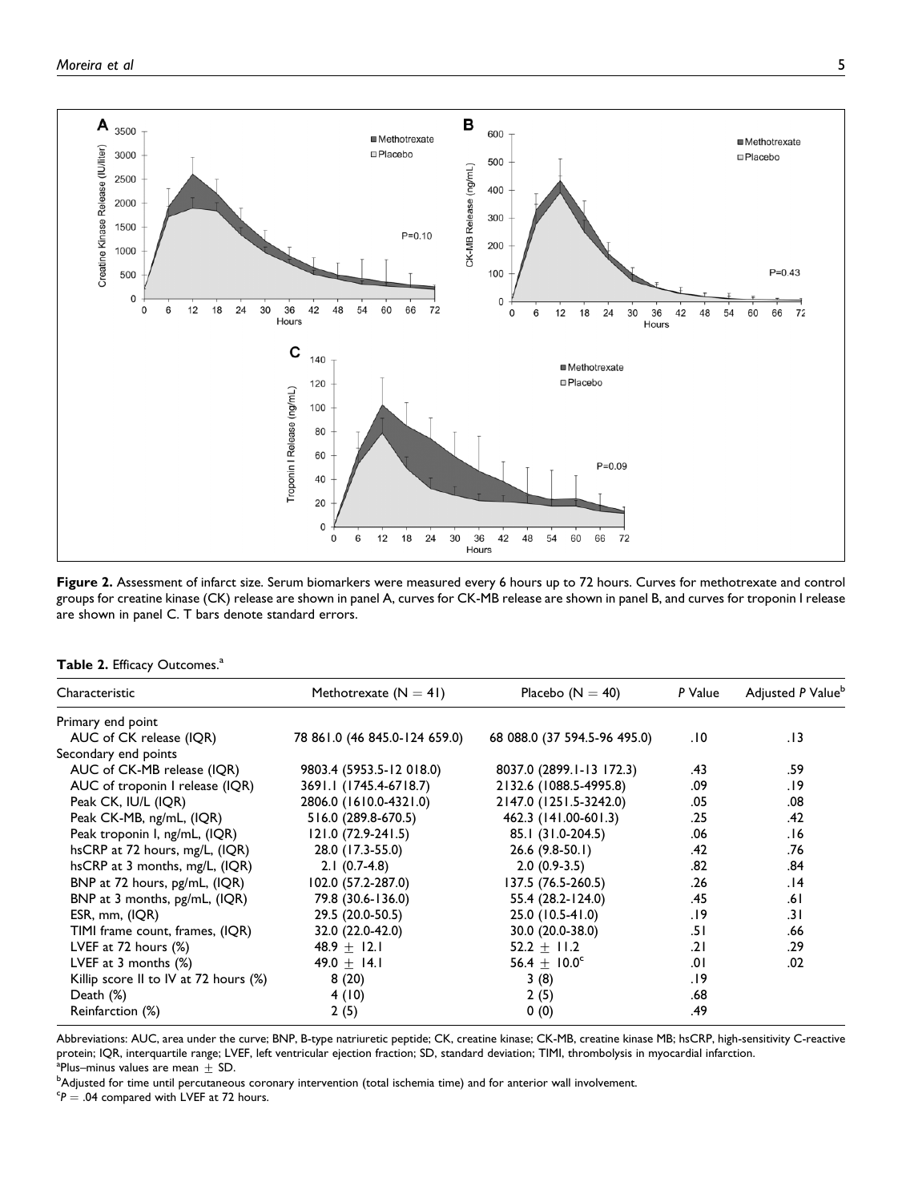**Figure 2.** Assessment of infarct size. Serum biomarkers were measured every 6 hours up to 72 hours. Curves for methotrexate and control groups for creatine kinase (CK) release are shown in panel A, curves for CK-MB release are shown in panel B, and curves for troponin I release are shown in panel C. T bars denote standard errors.

**Table 2.** Efficacy Outcomes.[a]

| Characteristic | Methotrexate (N = 41) | Placebo (N = 40) | *P* Value | Adjusted *P* Value[b] |
|---|---|---|---|---|
| Primary end point | | | | |
| AUC of CK release (IQR) | 78 861.0 (46 845.0-124 659.0) | 68 088.0 (37 594.5-96 495.0) | .10 | .13 |
| Secondary end points | | | | |
| AUC of CK-MB release (IQR) | 9803.4 (5953.5-12 018.0) | 8037.0 (2899.1-13 172.3) | .43 | .59 |
| AUC of troponin I release (IQR) | 3691.1 (1745.4-6718.7) | 2132.6 (1088.5-4995.8) | .09 | .19 |
| Peak CK, IU/L (IQR) | 2806.0 (1610.0-4321.0) | 2147.0 (1251.5-3242.0) | .05 | .08 |
| Peak CK-MB, ng/mL, (IQR) | 516.0 (289.8-670.5) | 462.3 (141.00-601.3) | .25 | .42 |
| Peak troponin I, ng/mL, (IQR) | 121.0 (72.9-241.5) | 85.1 (31.0-204.5) | .06 | .16 |
| hsCRP at 72 hours, mg/L, (IQR) | 28.0 (17.3-55.0) | 26.6 (9.8-50.1) | .42 | .76 |
| hsCRP at 3 months, mg/L, (IQR) | 2.1 (0.7-4.8) | 2.0 (0.9-3.5) | .82 | .84 |
| BNP at 72 hours, pg/mL, (IQR) | 102.0 (57.2-287.0) | 137.5 (76.5-260.5) | .26 | .14 |
| BNP at 3 months, pg/mL, (IQR) | 79.8 (30.6-136.0) | 55.4 (28.2-124.0) | .45 | .61 |
| ESR, mm, (IQR) | 29.5 (20.0-50.5) | 25.0 (10.5-41.0) | .19 | .31 |
| TIMI frame count, frames, (IQR) | 32.0 (22.0-42.0) | 30.0 (20.0-38.0) | .51 | .66 |
| LVEF at 72 hours (%) | 48.9 ± 12.1 | 52.2 ± 11.2 | .21 | .29 |
| LVEF at 3 months (%) | 49.0 ± 14.1 | 56.4 ± 10.0[c] | .01 | .02 |
| Killip score II to IV at 72 hours (%) | 8 (20) | 3 (8) | .19 | |
| Death (%) | 4 (10) | 2 (5) | .68 | |
| Reinfarction (%) | 2 (5) | 0 (0) | .49 | |

Abbreviations: AUC, area under the curve; BNP, B-type natriuretic peptide; CK, creatine kinase; CK-MB, creatine kinase MB; hsCRP, high-sensitivity C-reactive protein; IQR, interquartile range; LVEF, left ventricular ejection fraction; SD, standard deviation; TIMI, thrombolysis in myocardial infarction.

[a]Plus–minus values are mean ± SD.

[b]Adjusted for time until percutaneous coronary intervention (total ischemia time) and for anterior wall involvement.

[c]*P* = .04 compared with LVEF at 72 hours.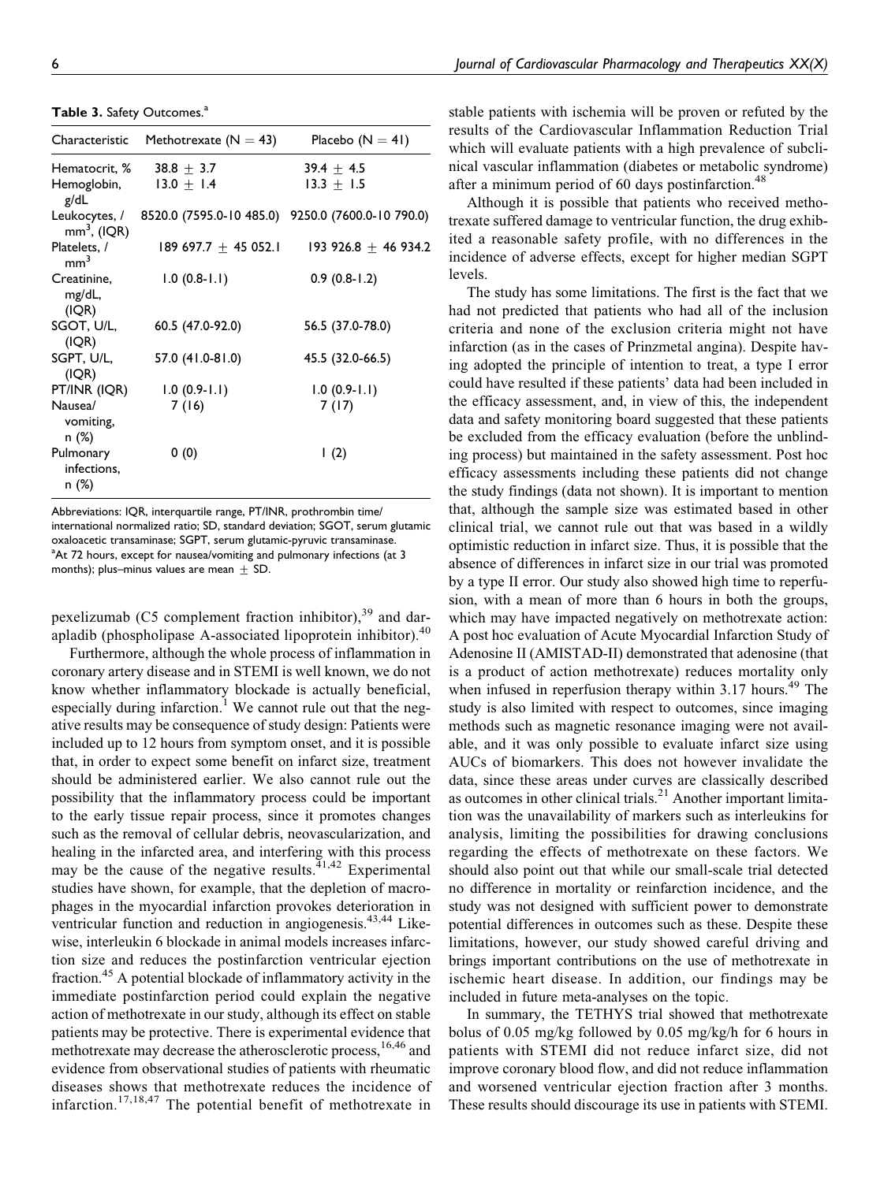**Table 3.** Safety Outcomes.[a]

| Characteristic | Methotrexate (N = 43) | Placebo (N = 41) |
|---|---|---|
| Hematocrit, % | 38.8 ± 3.7 | 39.4 ± 4.5 |
| Hemoglobin, g/dL | 13.0 ± 1.4 | 13.3 ± 1.5 |
| Leukocytes, / $mm^3$, (IQR) | 8520.0 (7595.0-10 485.0) | 9250.0 (7600.0-10 790.0) |
| Platelets, / $mm^3$ | 189 697.7 ± 45 052.1 | 193 926.8 ± 46 934.2 |
| Creatinine, mg/dL, (IQR) | 1.0 (0.8-1.1) | 0.9 (0.8-1.2) |
| SGOT, U/L, (IQR) | 60.5 (47.0-92.0) | 56.5 (37.0-78.0) |
| SGPT, U/L, (IQR) | 57.0 (41.0-81.0) | 45.5 (32.0-66.5) |
| PT/INR (IQR) | 1.0 (0.9-1.1) | 1.0 (0.9-1.1) |
| Nausea/ vomiting, n (%) | 7 (16) | 7 (17) |
| Pulmonary infections, n (%) | 0 (0) | 1 (2) |

Abbreviations: IQR, interquartile range, PT/INR, prothrombin time/ international normalized ratio; SD, standard deviation; SGOT, serum glutamic oxaloacetic transaminase; SGPT, serum glutamic-pyruvic transaminase.
[a]At 72 hours, except for nausea/vomiting and pulmonary infections (at 3 months); plus–minus values are mean ± SD.

pexelizumab (C5 complement fraction inhibitor),[39] and darapladib (phospholipase A-associated lipoprotein inhibitor).[40]

Furthermore, although the whole process of inflammation in coronary artery disease and in STEMI is well known, we do not know whether inflammatory blockade is actually beneficial, especially during infarction.[1] We cannot rule out that the negative results may be consequence of study design: Patients were included up to 12 hours from symptom onset, and it is possible that, in order to expect some benefit on infarct size, treatment should be administered earlier. We also cannot rule out the possibility that the inflammatory process could be important to the early tissue repair process, since it promotes changes such as the removal of cellular debris, neovascularization, and healing in the infarcted area, and interfering with this process may be the cause of the negative results.[41,42] Experimental studies have shown, for example, that the depletion of macrophages in the myocardial infarction provokes deterioration in ventricular function and reduction in angiogenesis.[43,44] Likewise, interleukin 6 blockade in animal models increases infarction size and reduces the postinfarction ventricular ejection fraction.[45] A potential blockade of inflammatory activity in the immediate postinfarction period could explain the negative action of methotrexate in our study, although its effect on stable patients may be protective. There is experimental evidence that methotrexate may decrease the atherosclerotic process,[16,46] and evidence from observational studies of patients with rheumatic diseases shows that methotrexate reduces the incidence of infarction.[17,18,47] The potential benefit of methotrexate in stable patients with ischemia will be proven or refuted by the results of the Cardiovascular Inflammation Reduction Trial which will evaluate patients with a high prevalence of subclinical vascular inflammation (diabetes or metabolic syndrome) after a minimum period of 60 days postinfarction.[48]

Although it is possible that patients who received methotrexate suffered damage to ventricular function, the drug exhibited a reasonable safety profile, with no differences in the incidence of adverse effects, except for higher median SGPT levels.

The study has some limitations. The first is the fact that we had not predicted that patients who had all of the inclusion criteria and none of the exclusion criteria might not have infarction (as in the cases of Prinzmetal angina). Despite having adopted the principle of intention to treat, a type I error could have resulted if these patients' data had been included in the efficacy assessment, and, in view of this, the independent data and safety monitoring board suggested that these patients be excluded from the efficacy evaluation (before the unblinding process) but maintained in the safety assessment. Post hoc efficacy assessments including these patients did not change the study findings (data not shown). It is important to mention that, although the sample size was estimated based in other clinical trial, we cannot rule out that was based in a wildly optimistic reduction in infarct size. Thus, it is possible that the absence of differences in infarct size in our trial was promoted by a type II error. Our study also showed high time to reperfusion, with a mean of more than 6 hours in both the groups, which may have impacted negatively on methotrexate action: A post hoc evaluation of Acute Myocardial Infarction Study of Adenosine II (AMISTAD-II) demonstrated that adenosine (that is a product of action methotrexate) reduces mortality only when infused in reperfusion therapy within 3.17 hours.[49] The study is also limited with respect to outcomes, since imaging methods such as magnetic resonance imaging were not available, and it was only possible to evaluate infarct size using AUCs of biomarkers. This does not however invalidate the data, since these areas under curves are classically described as outcomes in other clinical trials.[21] Another important limitation was the unavailability of markers such as interleukins for analysis, limiting the possibilities for drawing conclusions regarding the effects of methotrexate on these factors. We should also point out that while our small-scale trial detected no difference in mortality or reinfarction incidence, and the study was not designed with sufficient power to demonstrate potential differences in outcomes such as these. Despite these limitations, however, our study showed careful driving and brings important contributions on the use of methotrexate in ischemic heart disease. In addition, our findings may be included in future meta-analyses on the topic.

In summary, the TETHYS trial showed that methotrexate bolus of 0.05 mg/kg followed by 0.05 mg/kg/h for 6 hours in patients with STEMI did not reduce infarct size, did not improve coronary blood flow, and did not reduce inflammation and worsened ventricular ejection fraction after 3 months. These results should discourage its use in patients with STEMI.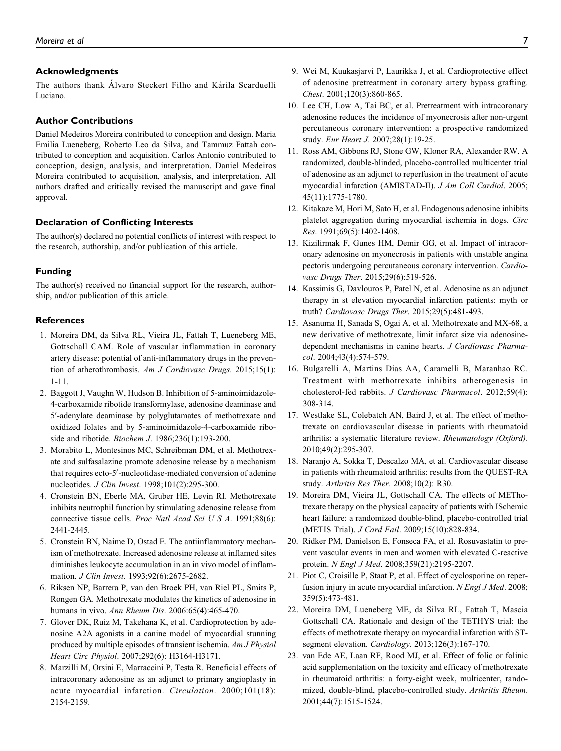## Acknowledgments

The authors thank Álvaro Steckert Filho and Kárila Scarduelli Luciano.

## Author Contributions

Daniel Medeiros Moreira contributed to conception and design. Maria Emilia Lueneberg, Roberto Leo da Silva, and Tammuz Fattah contributed to conception and acquisition. Carlos Antonio contributed to conception, design, analysis, and interpretation. Daniel Medeiros Moreira contributed to acquisition, analysis, and interpretation. All authors drafted and critically revised the manuscript and gave final approval.

## Declaration of Conflicting Interests

The author(s) declared no potential conflicts of interest with respect to the research, authorship, and/or publication of this article.

## Funding

The author(s) received no financial support for the research, authorship, and/or publication of this article.

## References

1. Moreira DM, da Silva RL, Vieira JL, Fattah T, Lueneberg ME, Gottschall CAM. Role of vascular inflammation in coronary artery disease: potential of anti-inflammatory drugs in the prevention of atherothrombosis. *Am J Cardiovasc Drugs*. 2015;15(1): 1-11.
2. Baggott J, Vaughn W, Hudson B. Inhibition of 5-aminoimidazole-4-carboxamide ribotide transformylase, adenosine deaminase and 5′-adenylate deaminase by polyglutamates of methotrexate and oxidized folates and by 5-aminoimidazole-4-carboxamide riboside and ribotide. *Biochem J*. 1986;236(1):193-200.
3. Morabito L, Montesinos MC, Schreibman DM, et al. Methotrexate and sulfasalazine promote adenosine release by a mechanism that requires ecto-5′-nucleotidase-mediated conversion of adenine nucleotides. *J Clin Invest*. 1998;101(2):295-300.
4. Cronstein BN, Eberle MA, Gruber HE, Levin RI. Methotrexate inhibits neutrophil function by stimulating adenosine release from connective tissue cells. *Proc Natl Acad Sci U S A*. 1991;88(6): 2441-2445.
5. Cronstein BN, Naime D, Ostad E. The antiinflammatory mechanism of methotrexate. Increased adenosine release at inflamed sites diminishes leukocyte accumulation in an in vivo model of inflammation. *J Clin Invest*. 1993;92(6):2675-2682.
6. Riksen NP, Barrera P, van den Broek PH, van Riel PL, Smits P, Rongen GA. Methotrexate modulates the kinetics of adenosine in humans in vivo. *Ann Rheum Dis*. 2006:65(4):465-470.
7. Glover DK, Ruiz M, Takehana K, et al. Cardioprotection by adenosine A2A agonists in a canine model of myocardial stunning produced by multiple episodes of transient ischemia. *Am J Physiol Heart Circ Physiol*. 2007;292(6): H3164-H3171.
8. Marzilli M, Orsini E, Marraccini P, Testa R. Beneficial effects of intracoronary adenosine as an adjunct to primary angioplasty in acute myocardial infarction. *Circulation*. 2000;101(18): 2154-2159.
9. Wei M, Kuukasjarvi P, Laurikka J, et al. Cardioprotective effect of adenosine pretreatment in coronary artery bypass grafting. *Chest*. 2001;120(3):860-865.
10. Lee CH, Low A, Tai BC, et al. Pretreatment with intracoronary adenosine reduces the incidence of myonecrosis after non-urgent percutaneous coronary intervention: a prospective randomized study. *Eur Heart J*. 2007;28(1):19-25.
11. Ross AM, Gibbons RJ, Stone GW, Kloner RA, Alexander RW. A randomized, double-blinded, placebo-controlled multicenter trial of adenosine as an adjunct to reperfusion in the treatment of acute myocardial infarction (AMISTAD-II). *J Am Coll Cardiol*. 2005; 45(11):1775-1780.
12. Kitakaze M, Hori M, Sato H, et al. Endogenous adenosine inhibits platelet aggregation during myocardial ischemia in dogs. *Circ Res*. 1991;69(5):1402-1408.
13. Kizilirmak F, Gunes HM, Demir GG, et al. Impact of intracoronary adenosine on myonecrosis in patients with unstable angina pectoris undergoing percutaneous coronary intervention. *Cardiovasc Drugs Ther*. 2015;29(6):519-526.
14. Kassimis G, Davlouros P, Patel N, et al. Adenosine as an adjunct therapy in st elevation myocardial infarction patients: myth or truth? *Cardiovasc Drugs Ther*. 2015;29(5):481-493.
15. Asanuma H, Sanada S, Ogai A, et al. Methotrexate and MX-68, a new derivative of methotrexate, limit infarct size via adenosine-dependent mechanisms in canine hearts. *J Cardiovasc Pharmacol*. 2004;43(4):574-579.
16. Bulgarelli A, Martins Dias AA, Caramelli B, Maranhao RC. Treatment with methotrexate inhibits atherogenesis in cholesterol-fed rabbits. *J Cardiovasc Pharmacol*. 2012;59(4): 308-314.
17. Westlake SL, Colebatch AN, Baird J, et al. The effect of methotrexate on cardiovascular disease in patients with rheumatoid arthritis: a systematic literature review. *Rheumatology (Oxford)*. 2010;49(2):295-307.
18. Naranjo A, Sokka T, Descalzo MA, et al. Cardiovascular disease in patients with rheumatoid arthritis: results from the QUEST-RA study. *Arthritis Res Ther*. 2008;10(2): R30.
19. Moreira DM, Vieira JL, Gottschall CA. The effects of METhotrexate therapy on the physical capacity of patients with ISchemic heart failure: a randomized double-blind, placebo-controlled trial (METIS Trial). *J Card Fail*. 2009;15(10):828-834.
20. Ridker PM, Danielson E, Fonseca FA, et al. Rosuvastatin to prevent vascular events in men and women with elevated C-reactive protein. *N Engl J Med*. 2008;359(21):2195-2207.
21. Piot C, Croisille P, Staat P, et al. Effect of cyclosporine on reperfusion injury in acute myocardial infarction. *N Engl J Med*. 2008; 359(5):473-481.
22. Moreira DM, Lueneberg ME, da Silva RL, Fattah T, Mascia Gottschall CA. Rationale and design of the TETHYS trial: the effects of methotrexate therapy on myocardial infarction with ST-segment elevation. *Cardiology*. 2013;126(3):167-170.
23. van Ede AE, Laan RF, Rood MJ, et al. Effect of folic or folinic acid supplementation on the toxicity and efficacy of methotrexate in rheumatoid arthritis: a forty-eight week, multicenter, randomized, double-blind, placebo-controlled study. *Arthritis Rheum*. 2001;44(7):1515-1524.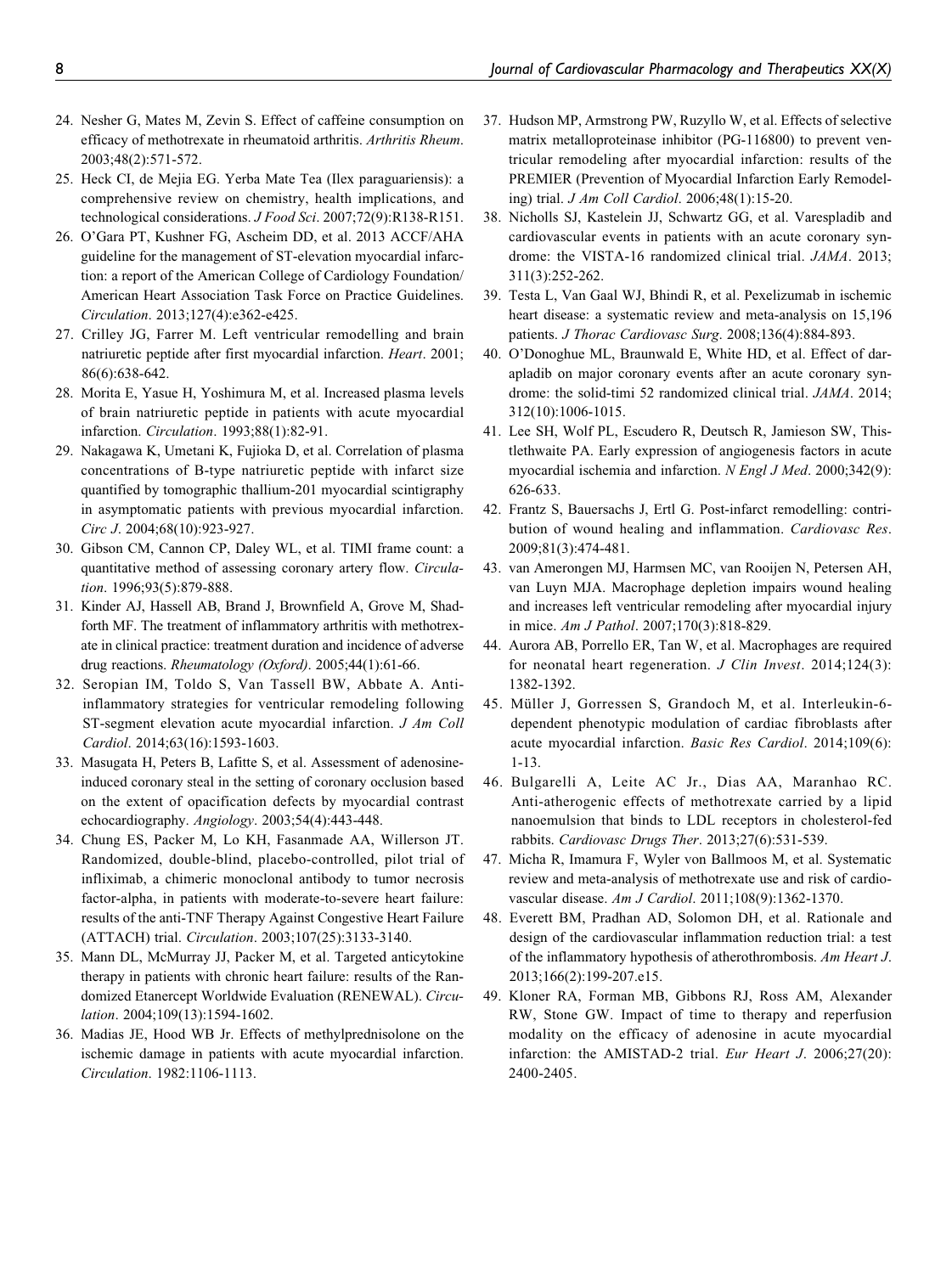24. Nesher G, Mates M, Zevin S. Effect of caffeine consumption on efficacy of methotrexate in rheumatoid arthritis. *Arthritis Rheum*. 2003;48(2):571-572.
25. Heck CI, de Mejia EG. Yerba Mate Tea (Ilex paraguariensis): a comprehensive review on chemistry, health implications, and technological considerations. *J Food Sci*. 2007;72(9):R138-R151.
26. O'Gara PT, Kushner FG, Ascheim DD, et al. 2013 ACCF/AHA guideline for the management of ST-elevation myocardial infarction: a report of the American College of Cardiology Foundation/American Heart Association Task Force on Practice Guidelines. *Circulation*. 2013;127(4):e362-e425.
27. Crilley JG, Farrer M. Left ventricular remodelling and brain natriuretic peptide after first myocardial infarction. *Heart*. 2001;86(6):638-642.
28. Morita E, Yasue H, Yoshimura M, et al. Increased plasma levels of brain natriuretic peptide in patients with acute myocardial infarction. *Circulation*. 1993;88(1):82-91.
29. Nakagawa K, Umetani K, Fujioka D, et al. Correlation of plasma concentrations of B-type natriuretic peptide with infarct size quantified by tomographic thallium-201 myocardial scintigraphy in asymptomatic patients with previous myocardial infarction. *Circ J*. 2004;68(10):923-927.
30. Gibson CM, Cannon CP, Daley WL, et al. TIMI frame count: a quantitative method of assessing coronary artery flow. *Circulation*. 1996;93(5):879-888.
31. Kinder AJ, Hassell AB, Brand J, Brownfield A, Grove M, Shadforth MF. The treatment of inflammatory arthritis with methotrexate in clinical practice: treatment duration and incidence of adverse drug reactions. *Rheumatology (Oxford)*. 2005;44(1):61-66.
32. Seropian IM, Toldo S, Van Tassell BW, Abbate A. Anti-inflammatory strategies for ventricular remodeling following ST-segment elevation acute myocardial infarction. *J Am Coll Cardiol*. 2014;63(16):1593-1603.
33. Masugata H, Peters B, Lafitte S, et al. Assessment of adenosine-induced coronary steal in the setting of coronary occlusion based on the extent of opacification defects by myocardial contrast echocardiography. *Angiology*. 2003;54(4):443-448.
34. Chung ES, Packer M, Lo KH, Fasanmade AA, Willerson JT. Randomized, double-blind, placebo-controlled, pilot trial of infliximab, a chimeric monoclonal antibody to tumor necrosis factor-alpha, in patients with moderate-to-severe heart failure: results of the anti-TNF Therapy Against Congestive Heart Failure (ATTACH) trial. *Circulation*. 2003;107(25):3133-3140.
35. Mann DL, McMurray JJ, Packer M, et al. Targeted anticytokine therapy in patients with chronic heart failure: results of the Randomized Etanercept Worldwide Evaluation (RENEWAL). *Circulation*. 2004;109(13):1594-1602.
36. Madias JE, Hood WB Jr. Effects of methylprednisolone on the ischemic damage in patients with acute myocardial infarction. *Circulation*. 1982:1106-1113.
37. Hudson MP, Armstrong PW, Ruzyllo W, et al. Effects of selective matrix metalloproteinase inhibitor (PG-116800) to prevent ventricular remodeling after myocardial infarction: results of the PREMIER (Prevention of Myocardial Infarction Early Remodeling) trial. *J Am Coll Cardiol*. 2006;48(1):15-20.
38. Nicholls SJ, Kastelein JJ, Schwartz GG, et al. Varespladib and cardiovascular events in patients with an acute coronary syndrome: the VISTA-16 randomized clinical trial. *JAMA*. 2013;311(3):252-262.
39. Testa L, Van Gaal WJ, Bhindi R, et al. Pexelizumab in ischemic heart disease: a systematic review and meta-analysis on 15,196 patients. *J Thorac Cardiovasc Surg*. 2008;136(4):884-893.
40. O'Donoghue ML, Braunwald E, White HD, et al. Effect of darapladib on major coronary events after an acute coronary syndrome: the solid-timi 52 randomized clinical trial. *JAMA*. 2014;312(10):1006-1015.
41. Lee SH, Wolf PL, Escudero R, Deutsch R, Jamieson SW, Thistlethwaite PA. Early expression of angiogenesis factors in acute myocardial ischemia and infarction. *N Engl J Med*. 2000;342(9):626-633.
42. Frantz S, Bauersachs J, Ertl G. Post-infarct remodelling: contribution of wound healing and inflammation. *Cardiovasc Res*. 2009;81(3):474-481.
43. van Amerongen MJ, Harmsen MC, van Rooijen N, Petersen AH, van Luyn MJA. Macrophage depletion impairs wound healing and increases left ventricular remodeling after myocardial injury in mice. *Am J Pathol*. 2007;170(3):818-829.
44. Aurora AB, Porrello ER, Tan W, et al. Macrophages are required for neonatal heart regeneration. *J Clin Invest*. 2014;124(3):1382-1392.
45. Müller J, Gorressen S, Grandoch M, et al. Interleukin-6-dependent phenotypic modulation of cardiac fibroblasts after acute myocardial infarction. *Basic Res Cardiol*. 2014;109(6):1-13.
46. Bulgarelli A, Leite AC Jr., Dias AA, Maranhao RC. Anti-atherogenic effects of methotrexate carried by a lipid nanoemulsion that binds to LDL receptors in cholesterol-fed rabbits. *Cardiovasc Drugs Ther*. 2013;27(6):531-539.
47. Micha R, Imamura F, Wyler von Ballmoos M, et al. Systematic review and meta-analysis of methotrexate use and risk of cardiovascular disease. *Am J Cardiol*. 2011;108(9):1362-1370.
48. Everett BM, Pradhan AD, Solomon DH, et al. Rationale and design of the cardiovascular inflammation reduction trial: a test of the inflammatory hypothesis of atherothrombosis. *Am Heart J*. 2013;166(2):199-207.e15.
49. Kloner RA, Forman MB, Gibbons RJ, Ross AM, Alexander RW, Stone GW. Impact of time to therapy and reperfusion modality on the efficacy of adenosine in acute myocardial infarction: the AMISTAD-2 trial. *Eur Heart J*. 2006;27(20):2400-2405.